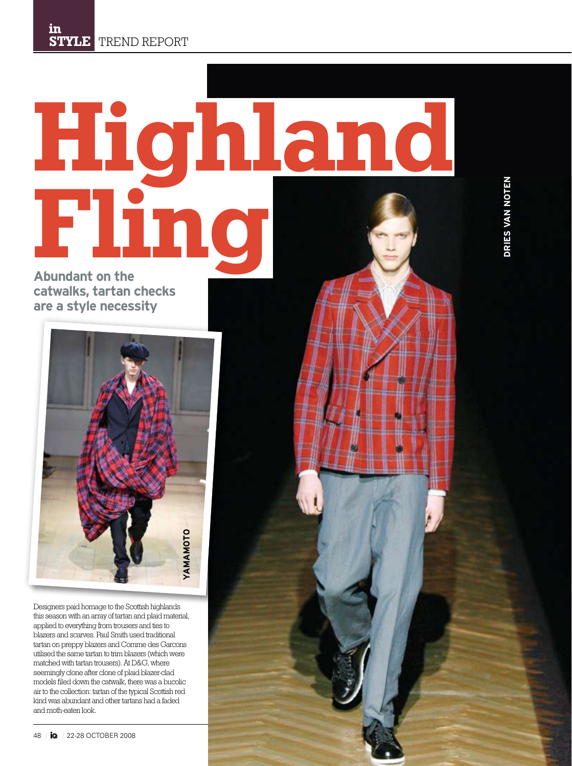in STYLE TREND REPORT

# Highland Fling

**Abundant on the catwalks, tartan checks are a style necessity**

YAMAMOTO

DRIES VAN NOTEN

Designers paid homage to the Scottish highlands this season with an array of tartan and plaid material, applied to everything from trousers and ties to blazers and scarves. Paul Smith used traditional tartan on preppy blazers and Comme des Garcons utilised the same tartan to trim blazers (which were matched with tartan trousers). At D&G, where seemingly clone after clone of plaid blazer-clad models filed down the catwalk, there was a bucolic air to the collection: tartan of the typical Scottish red kind was abundant and other tartans had a faded and moth-eaten look.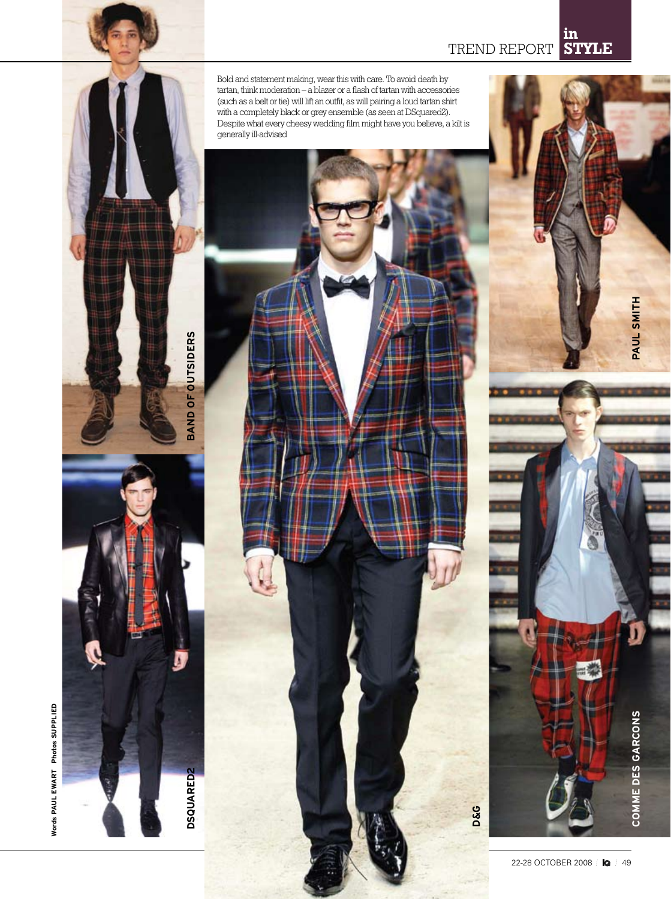Bold and statement making, wear this with care. To avoid death by tartan, think moderation – a blazer or a flash of tartan with accessories (such as a belt or tie) will lift an outfit, as will pairing a loud tartan shirt with a completely black or grey ensemble (as seen at DSquared2). Despite what every cheesy wedding film might have you believe, a kilt is generally ill-advised

BAND OF OUTSIDERS

DSQUARED2

D&G

PAUL SMITH

COMME DES GARCONS

Words PAUL EWART Photos SUPPLIED